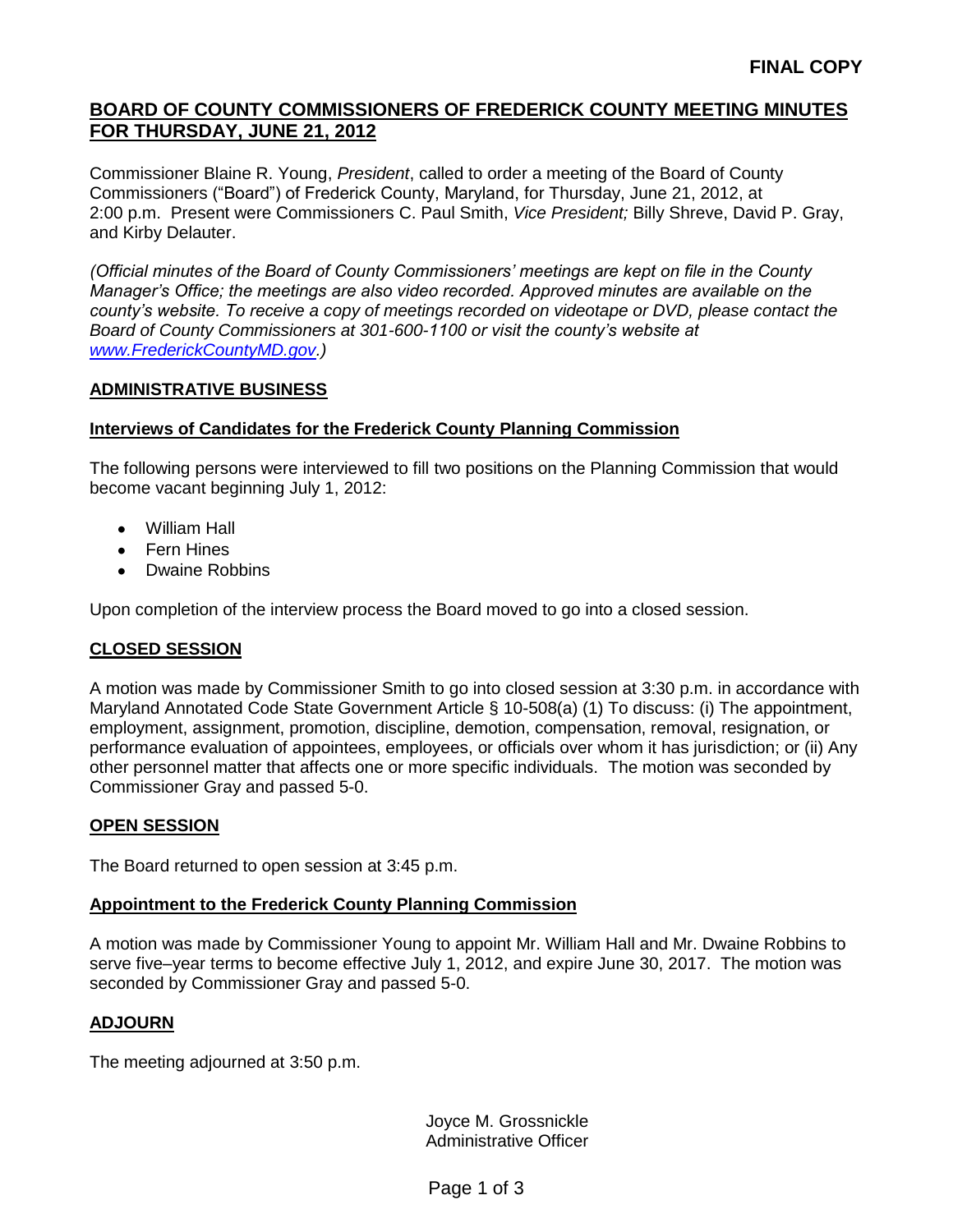**FINAL COPY**

# BOARD OF COUNTY COMMISSIONERS OF FREDERICK COUNTY MEETING MINUTES FOR THURSDAY, JUNE 21, 2012

Commissioner Blaine R. Young, *President*, called to order a meeting of the Board of County Commissioners ("Board") of Frederick County, Maryland, for Thursday, June 21, 2012, at 2:00 p.m. Present were Commissioners C. Paul Smith, *Vice President;* Billy Shreve, David P. Gray, and Kirby Delauter.

*(Official minutes of the Board of County Commissioners' meetings are kept on file in the County Manager's Office; the meetings are also video recorded. Approved minutes are available on the county's website. To receive a copy of meetings recorded on videotape or DVD, please contact the Board of County Commissioners at 301-600-1100 or visit the county's website at www.FrederickCountyMD.gov.)*

## ADMINISTRATIVE BUSINESS

### Interviews of Candidates for the Frederick County Planning Commission

The following persons were interviewed to fill two positions on the Planning Commission that would become vacant beginning July 1, 2012:

- William Hall
- Fern Hines
- Dwaine Robbins

Upon completion of the interview process the Board moved to go into a closed session.

## CLOSED SESSION

A motion was made by Commissioner Smith to go into closed session at 3:30 p.m. in accordance with Maryland Annotated Code State Government Article § 10-508(a) (1) To discuss: (i) The appointment, employment, assignment, promotion, discipline, demotion, compensation, removal, resignation, or performance evaluation of appointees, employees, or officials over whom it has jurisdiction; or (ii) Any other personnel matter that affects one or more specific individuals. The motion was seconded by Commissioner Gray and passed 5-0.

## OPEN SESSION

The Board returned to open session at 3:45 p.m.

### Appointment to the Frederick County Planning Commission

A motion was made by Commissioner Young to appoint Mr. William Hall and Mr. Dwaine Robbins to serve five–year terms to become effective July 1, 2012, and expire June 30, 2017. The motion was seconded by Commissioner Gray and passed 5-0.

## ADJOURN

The meeting adjourned at 3:50 p.m.

Joyce M. Grossnickle
Administrative Officer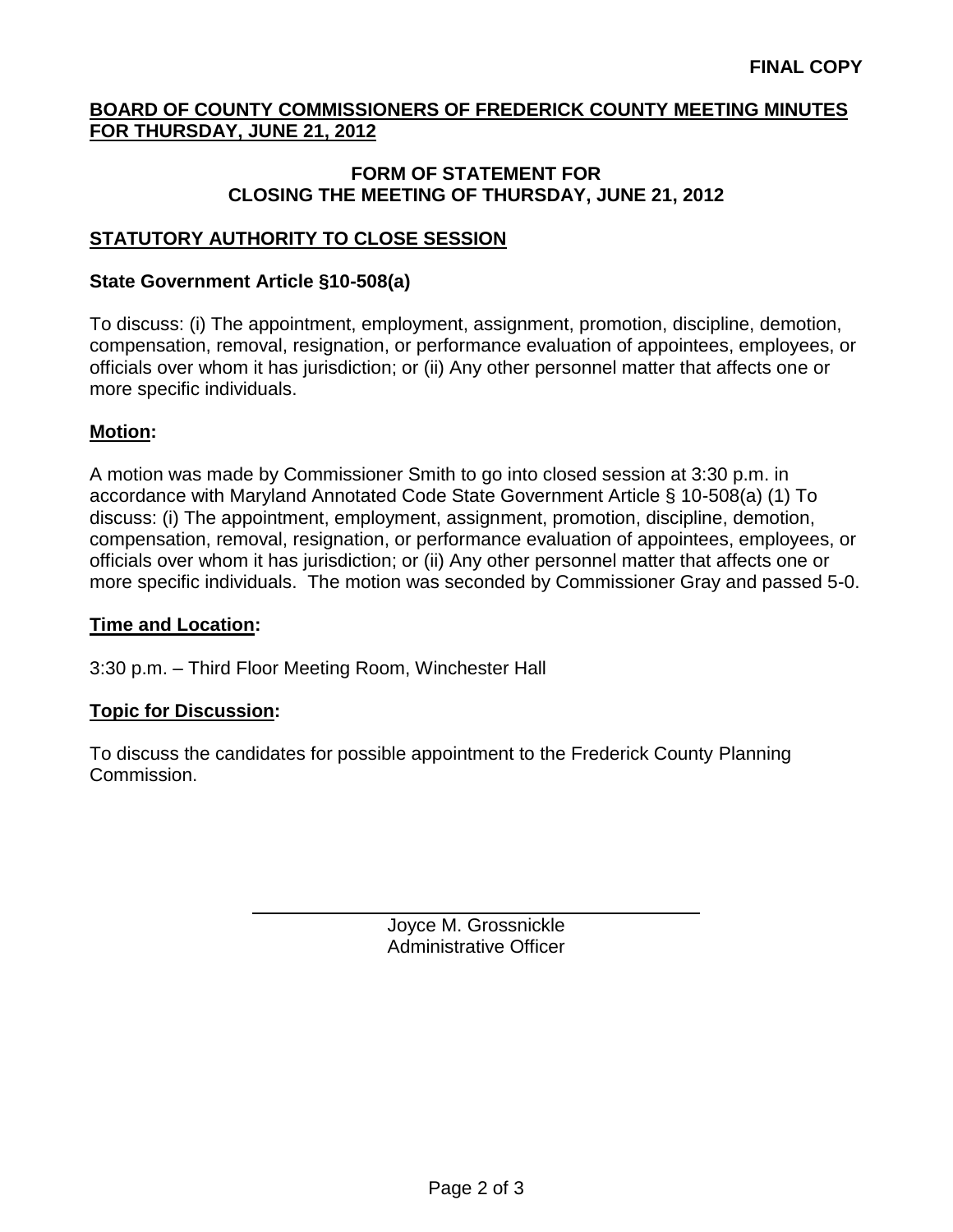**FINAL COPY**

**BOARD OF COUNTY COMMISSIONERS OF FREDERICK COUNTY MEETING MINUTES FOR THURSDAY, JUNE 21, 2012**

**FORM OF STATEMENT FOR CLOSING THE MEETING OF THURSDAY, JUNE 21, 2012**

## STATUTORY AUTHORITY TO CLOSE SESSION

**State Government Article §10-508(a)**

To discuss: (i) The appointment, employment, assignment, promotion, discipline, demotion, compensation, removal, resignation, or performance evaluation of appointees, employees, or officials over whom it has jurisdiction; or (ii) Any other personnel matter that affects one or more specific individuals.

**Motion:**

A motion was made by Commissioner Smith to go into closed session at 3:30 p.m. in accordance with Maryland Annotated Code State Government Article § 10-508(a) (1) To discuss: (i) The appointment, employment, assignment, promotion, discipline, demotion, compensation, removal, resignation, or performance evaluation of appointees, employees, or officials over whom it has jurisdiction; or (ii) Any other personnel matter that affects one or more specific individuals. The motion was seconded by Commissioner Gray and passed 5-0.

**Time and Location:**

3:30 p.m. – Third Floor Meeting Room, Winchester Hall

**Topic for Discussion:**

To discuss the candidates for possible appointment to the Frederick County Planning Commission.

Joyce M. Grossnickle
Administrative Officer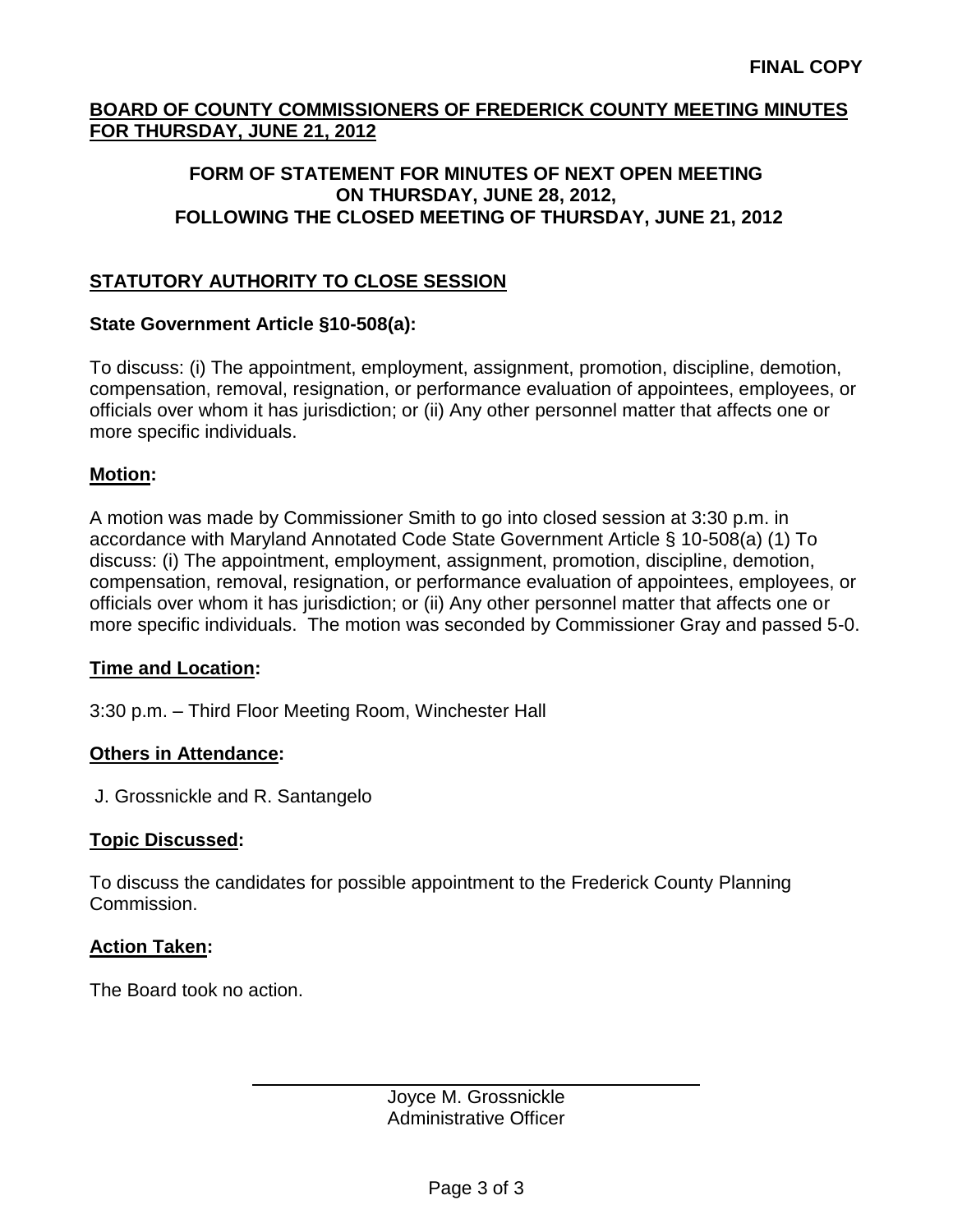**FINAL COPY**

## BOARD OF COUNTY COMMISSIONERS OF FREDERICK COUNTY MEETING MINUTES FOR THURSDAY, JUNE 21, 2012

### FORM OF STATEMENT FOR MINUTES OF NEXT OPEN MEETING ON THURSDAY, JUNE 28, 2012, FOLLOWING THE CLOSED MEETING OF THURSDAY, JUNE 21, 2012

## STATUTORY AUTHORITY TO CLOSE SESSION

**State Government Article §10-508(a):**

To discuss: (i) The appointment, employment, assignment, promotion, discipline, demotion, compensation, removal, resignation, or performance evaluation of appointees, employees, or officials over whom it has jurisdiction; or (ii) Any other personnel matter that affects one or more specific individuals.

**Motion:**

A motion was made by Commissioner Smith to go into closed session at 3:30 p.m. in accordance with Maryland Annotated Code State Government Article § 10-508(a) (1) To discuss: (i) The appointment, employment, assignment, promotion, discipline, demotion, compensation, removal, resignation, or performance evaluation of appointees, employees, or officials over whom it has jurisdiction; or (ii) Any other personnel matter that affects one or more specific individuals. The motion was seconded by Commissioner Gray and passed 5-0.

**Time and Location:**

3:30 p.m. – Third Floor Meeting Room, Winchester Hall

**Others in Attendance:**

J. Grossnickle and R. Santangelo

**Topic Discussed:**

To discuss the candidates for possible appointment to the Frederick County Planning Commission.

**Action Taken:**

The Board took no action.

Joyce M. Grossnickle
Administrative Officer